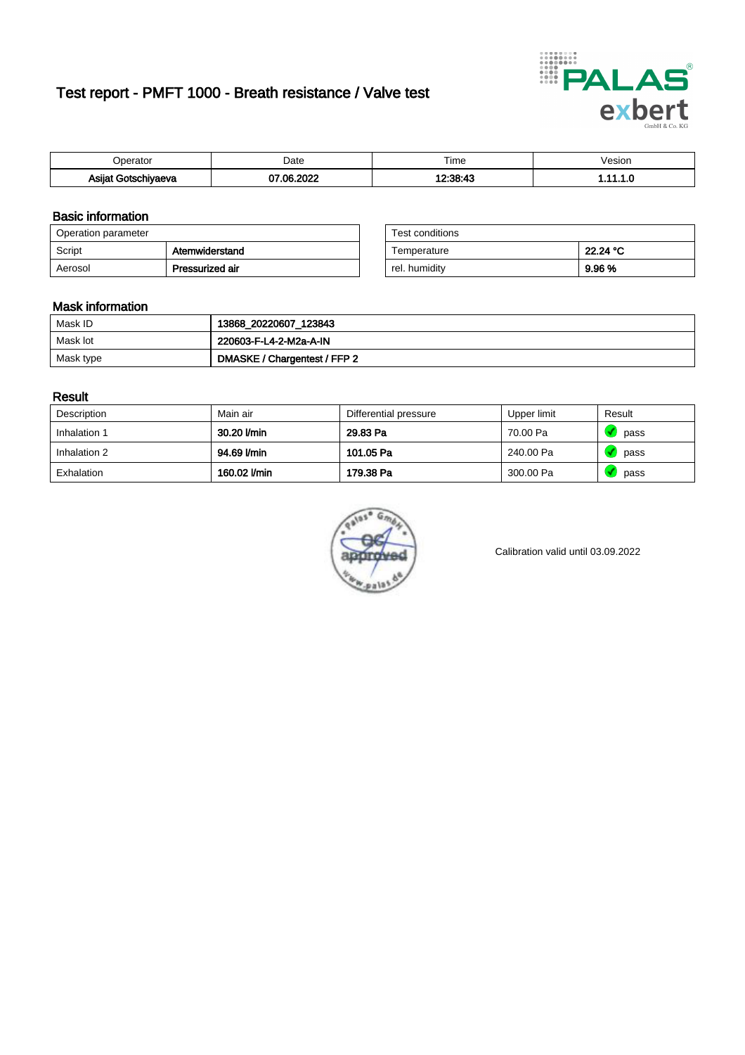# Test report - PMFT 1000 - Breath resistance / Valve test

| Operator | Date | Time | Vesion |
|---|---|---|---|
| **Asijat Gotschiyaeva** | **07.06.2022** | **12:38:43** | **1.11.1.0** |

## Basic information

| Operation parameter | |
|---|---|
| Script | **Atemwiderstand** |
| Aerosol | **Pressurized air** |

| Test conditions | |
|---|---|
| Temperature | **22.24 °C** |
| rel. humidity | **9.96 %** |

## Mask information

| | |
|---|---|
| Mask ID | **13868_20220607_123843** |
| Mask lot | **220603-F-L4-2-M2a-A-IN** |
| Mask type | **DMASKE / Chargentest / FFP 2** |

## Result

| Description | Main air | Differential pressure | Upper limit | Result |
|---|---|---|---|---|
| Inhalation 1 | **30.20 l/min** | **29.83 Pa** | 70.00 Pa | pass |
| Inhalation 2 | **94.69 l/min** | **101.05 Pa** | 240.00 Pa | pass |
| Exhalation | **160.02 l/min** | **179.38 Pa** | 300.00 Pa | pass |

Calibration valid until 03.09.2022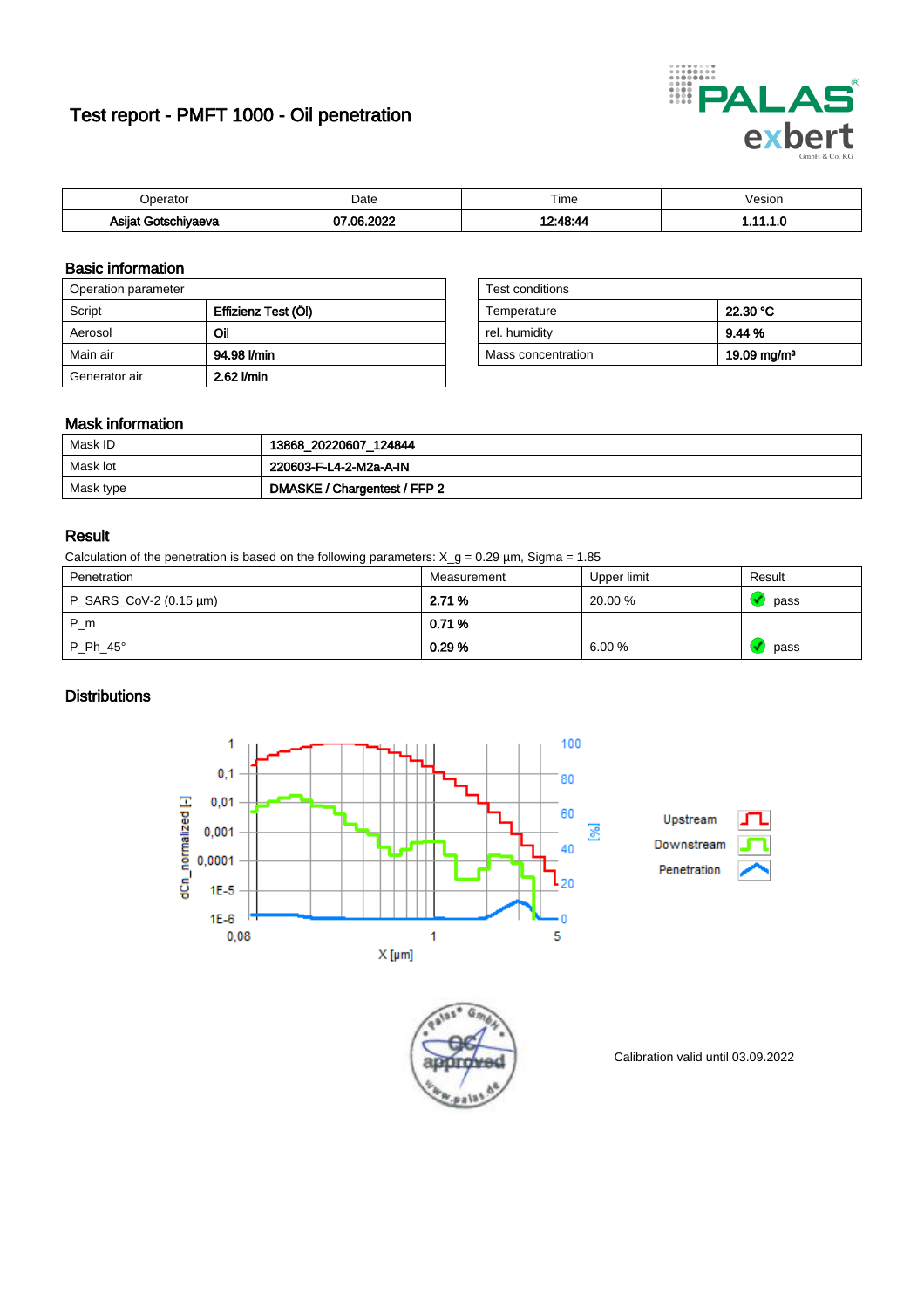# Test report - PMFT 1000 - Oil penetration

| Operator | Date | Time | Vesion |
|---|---|---|---|
| **Asijat Gotschiyaeva** | **07.06.2022** | **12:48:44** | **1.11.1.0** |

## Basic information

| Operation parameter | |
|---|---|
| Script | **Effizienz Test (Öl)** |
| Aerosol | **Oil** |
| Main air | **94.98 l/min** |
| Generator air | **2.62 l/min** |

| Test conditions | |
|---|---|
| Temperature | **22.30 °C** |
| rel. humidity | **9.44 %** |
| Mass concentration | **19.09 mg/m³** |

## Mask information

| | |
|---|---|
| Mask ID | **13868_20220607_124844** |
| Mask lot | **220603-F-L4-2-M2a-A-IN** |
| Mask type | **DMASKE / Chargentest / FFP 2** |

## Result

Calculation of the penetration is based on the following parameters: X_g = 0.29 µm, Sigma = 1.85

| Penetration | Measurement | Upper limit | Result |
|---|---|---|---|
| P_SARS_CoV-2 (0.15 µm) | **2.71 %** | 20.00 % | pass |
| P_m | **0.71 %** | | |
| P_Ph_45° | **0.29 %** | 6.00 % | pass |

## Distributions

dCn_normalized [-]
1
0,1
0,01
0,001
0,0001
1E-5
1E-6
0,08
1
5
X [µm]
[%]
100
80
60
40
20
0
Upstream
Downstream
Penetration

Calibration valid until 03.09.2022